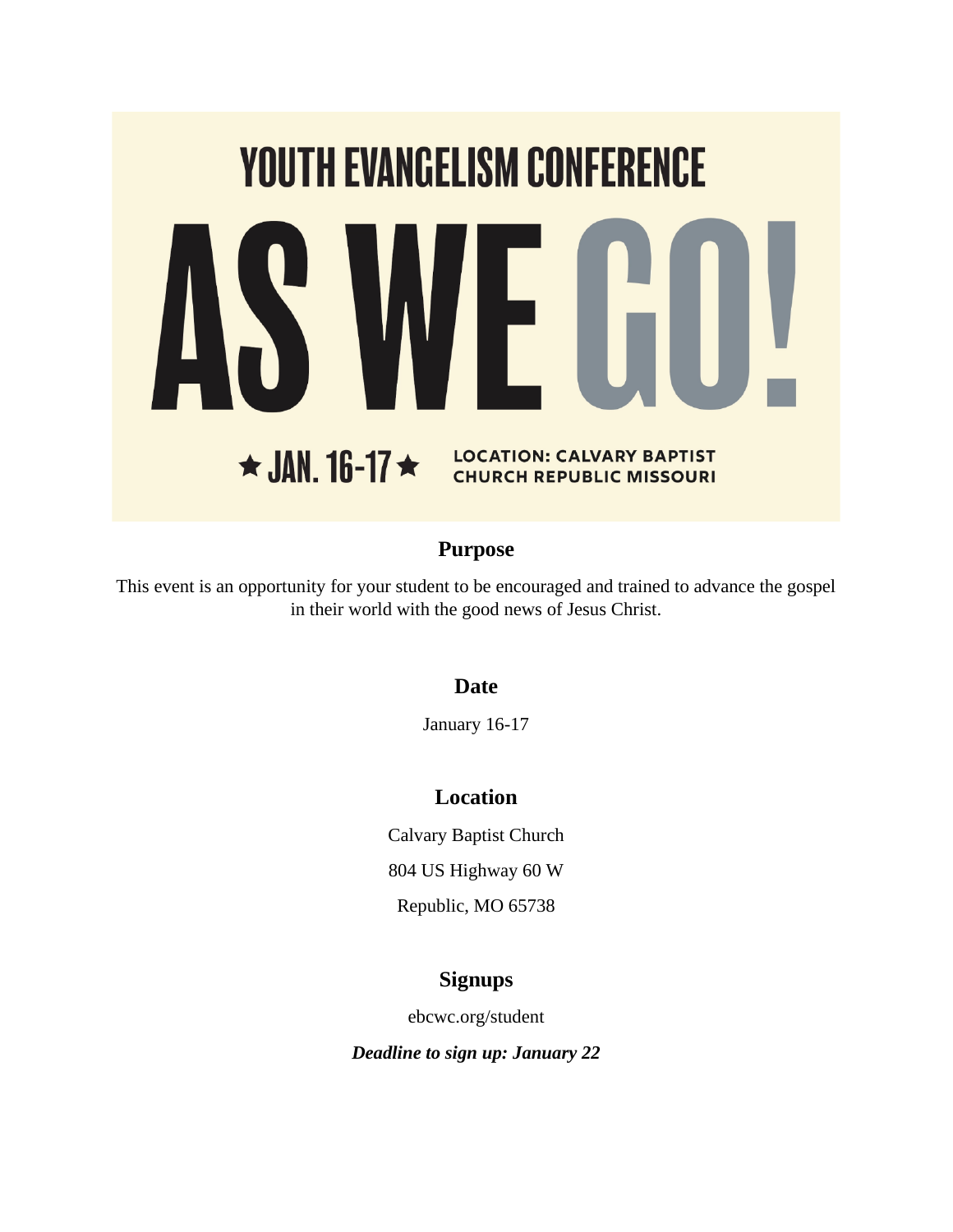# YOUTH EVANGELISM CONFERENCE

# AS WE GO!

★ JAN. 16-17 ★ LOCATION: CALVARY BAPTIST CHURCH REPUBLIC MISSOURI

## Purpose

This event is an opportunity for your student to be encouraged and trained to advance the gospel in their world with the good news of Jesus Christ.

## Date

January 16-17

## Location

Calvary Baptist Church

804 US Highway 60 W

Republic, MO 65738

## Signups

ebcwc.org/student

***Deadline to sign up: January 22***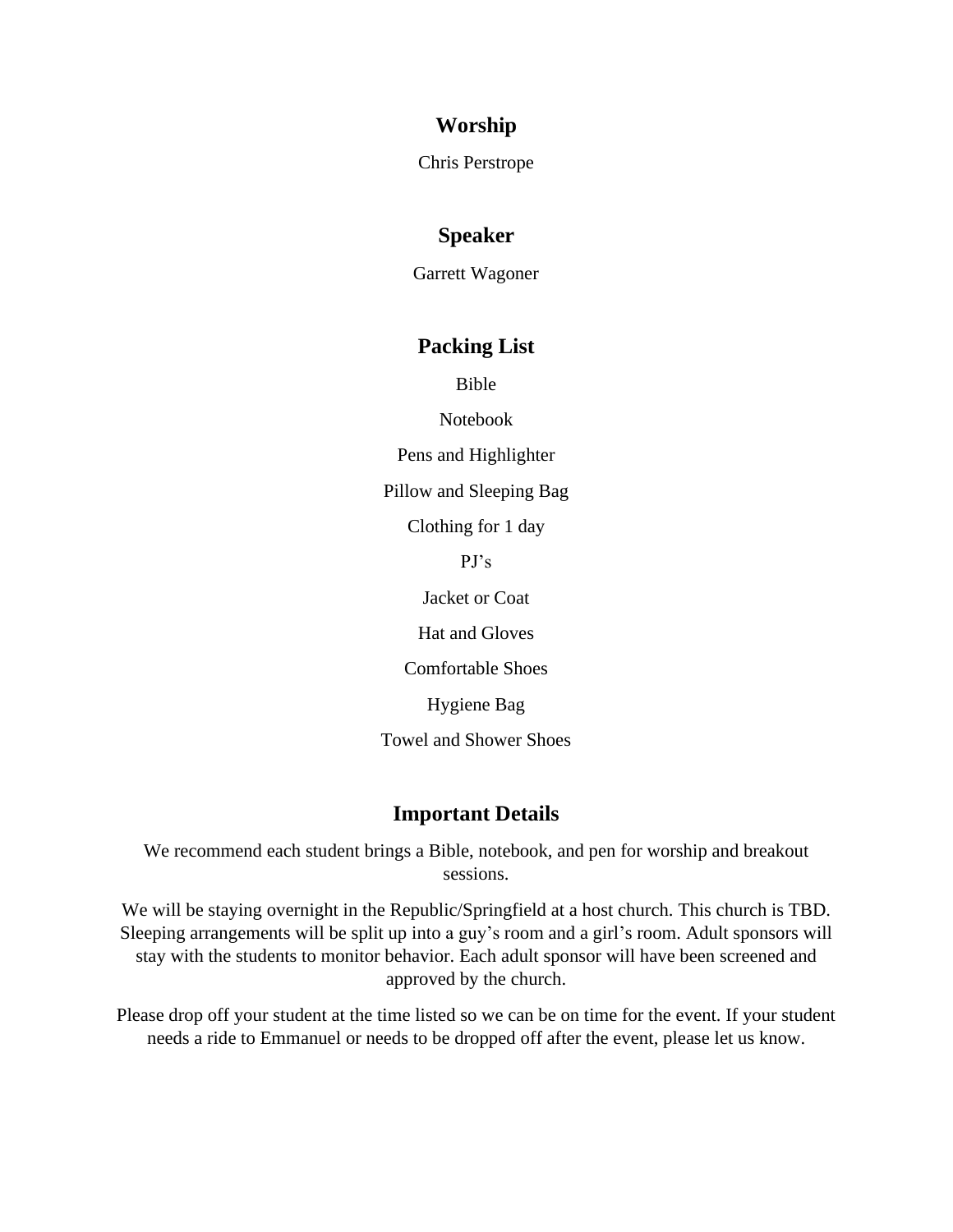## Worship

Chris Perstrope

## Speaker

Garrett Wagoner

## Packing List

Bible

Notebook

Pens and Highlighter

Pillow and Sleeping Bag

Clothing for 1 day

PJ's

Jacket or Coat

Hat and Gloves

Comfortable Shoes

Hygiene Bag

Towel and Shower Shoes

## Important Details

We recommend each student brings a Bible, notebook, and pen for worship and breakout sessions.

We will be staying overnight in the Republic/Springfield at a host church. This church is TBD. Sleeping arrangements will be split up into a guy's room and a girl's room. Adult sponsors will stay with the students to monitor behavior. Each adult sponsor will have been screened and approved by the church.

Please drop off your student at the time listed so we can be on time for the event. If your student needs a ride to Emmanuel or needs to be dropped off after the event, please let us know.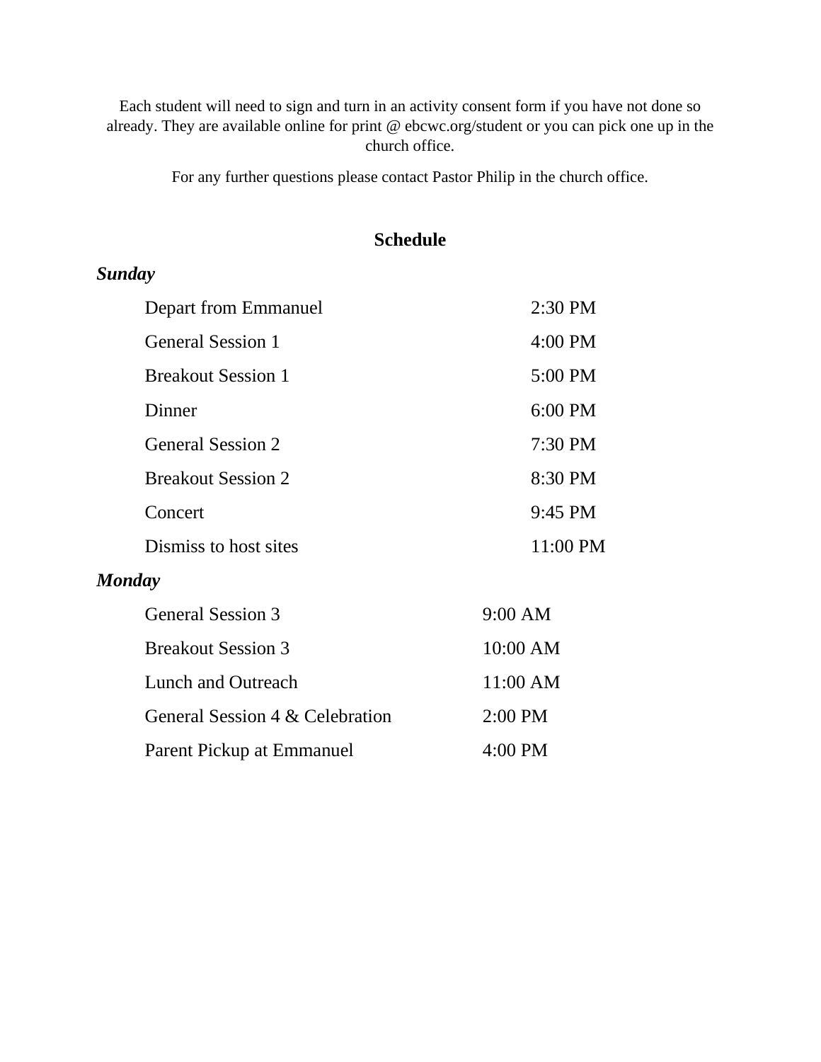Each student will need to sign and turn in an activity consent form if you have not done so already. They are available online for print @ ebcwc.org/student or you can pick one up in the church office.

For any further questions please contact Pastor Philip in the church office.

## Schedule

***Sunday***

| | |
|---|---|
| Depart from Emmanuel | 2:30 PM |
| General Session 1 | 4:00 PM |
| Breakout Session 1 | 5:00 PM |
| Dinner | 6:00 PM |
| General Session 2 | 7:30 PM |
| Breakout Session 2 | 8:30 PM |
| Concert | 9:45 PM |
| Dismiss to host sites | 11:00 PM |

***Monday***

| | |
|---|---|
| General Session 3 | 9:00 AM |
| Breakout Session 3 | 10:00 AM |
| Lunch and Outreach | 11:00 AM |
| General Session 4 & Celebration | 2:00 PM |
| Parent Pickup at Emmanuel | 4:00 PM |